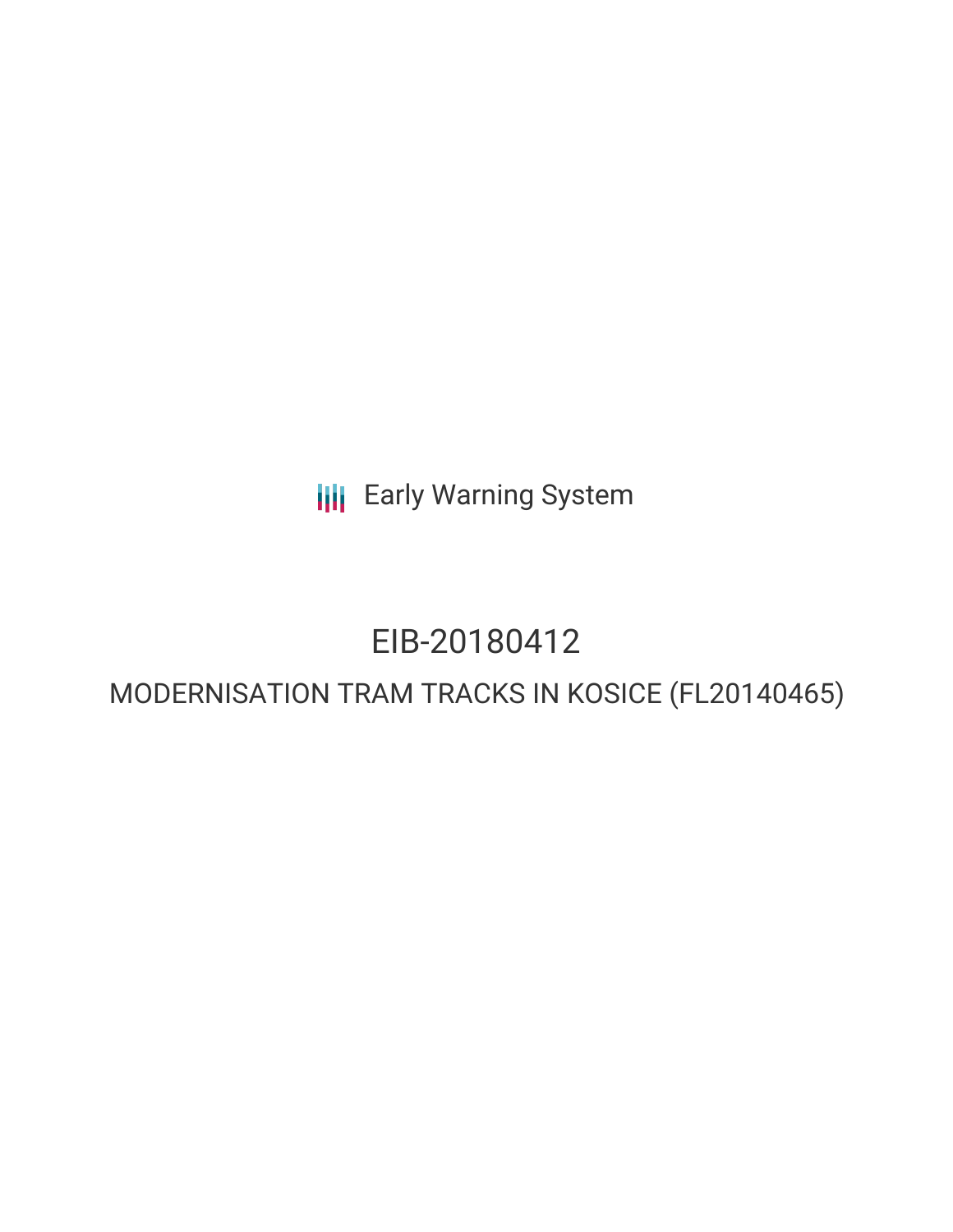Early Warning System

# EIB-20180412

## MODERNISATION TRAM TRACKS IN KOSICE (FL20140465)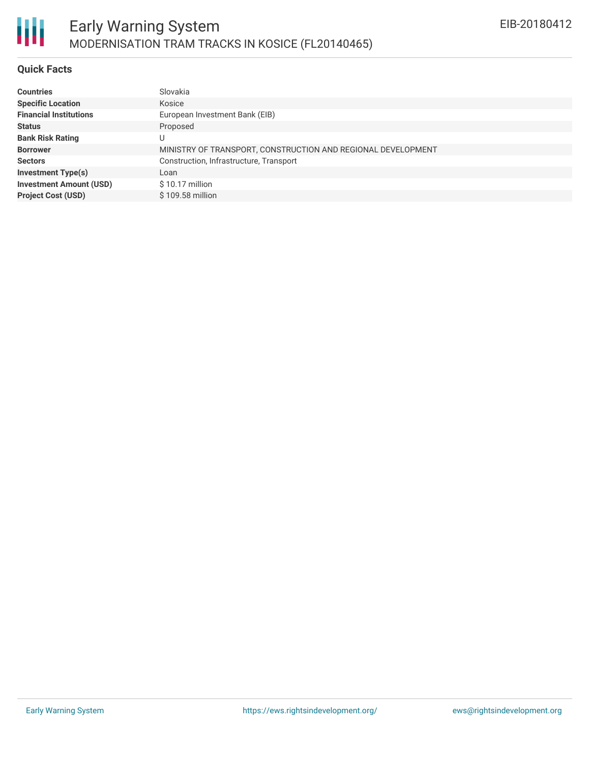# Early Warning System

## MODERNISATION TRAM TRACKS IN KOSICE (FL20140465)

EIB-20180412

### Quick Facts

| | |
|---|---|
| **Countries** | Slovakia |
| **Specific Location** | Kosice |
| **Financial Institutions** | European Investment Bank (EIB) |
| **Status** | Proposed |
| **Bank Risk Rating** | U |
| **Borrower** | MINISTRY OF TRANSPORT, CONSTRUCTION AND REGIONAL DEVELOPMENT |
| **Sectors** | Construction, Infrastructure, Transport |
| **Investment Type(s)** | Loan |
| **Investment Amount (USD)** | $ 10.17 million |
| **Project Cost (USD)** | $ 109.58 million |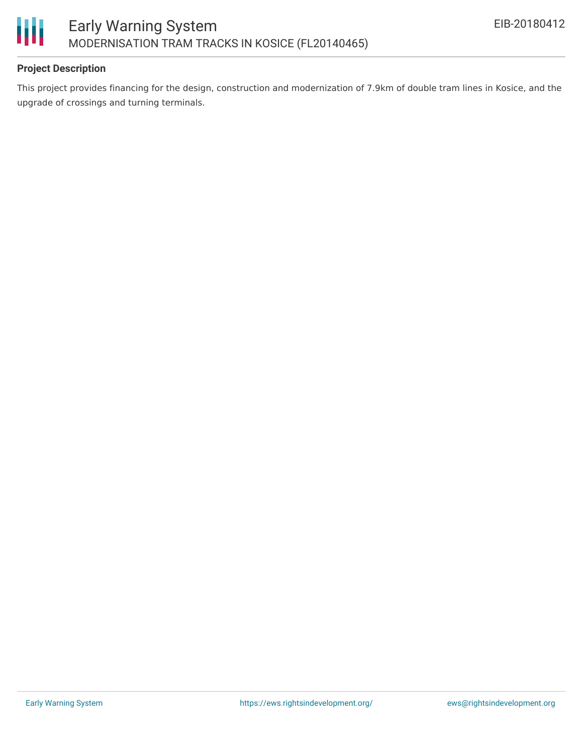### Project Description

This project provides financing for the design, construction and modernization of 7.9km of double tram lines in Kosice, and the upgrade of crossings and turning terminals.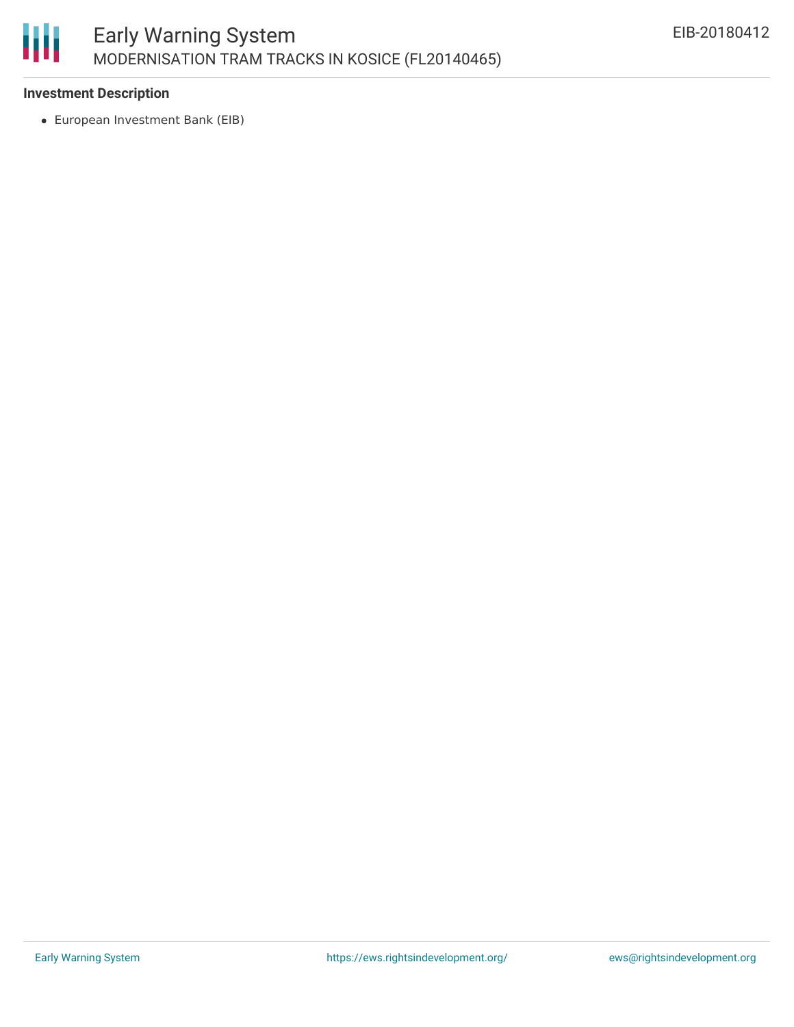**Investment Description**

- European Investment Bank (EIB)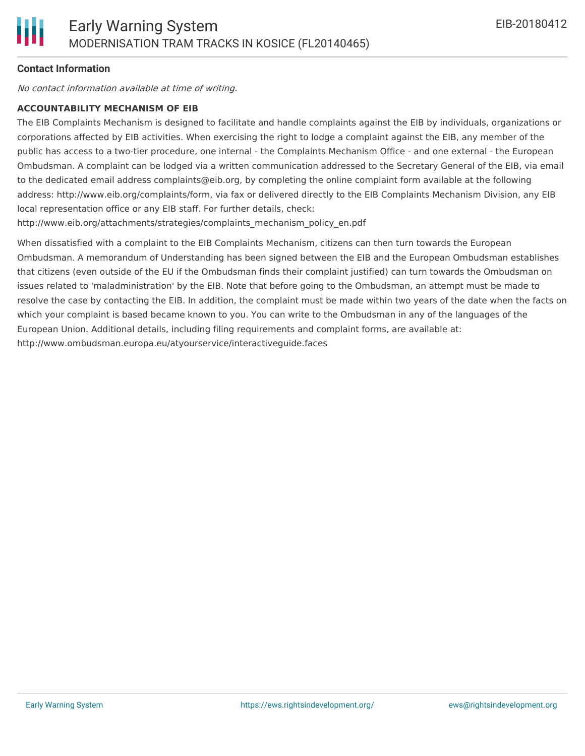### Contact Information

*No contact information available at time of writing.*

**ACCOUNTABILITY MECHANISM OF EIB**

The EIB Complaints Mechanism is designed to facilitate and handle complaints against the EIB by individuals, organizations or corporations affected by EIB activities. When exercising the right to lodge a complaint against the EIB, any member of the public has access to a two-tier procedure, one internal - the Complaints Mechanism Office - and one external - the European Ombudsman. A complaint can be lodged via a written communication addressed to the Secretary General of the EIB, via email to the dedicated email address complaints@eib.org, by completing the online complaint form available at the following address: http://www.eib.org/complaints/form, via fax or delivered directly to the EIB Complaints Mechanism Division, any EIB local representation office or any EIB staff. For further details, check: http://www.eib.org/attachments/strategies/complaints_mechanism_policy_en.pdf

When dissatisfied with a complaint to the EIB Complaints Mechanism, citizens can then turn towards the European Ombudsman. A memorandum of Understanding has been signed between the EIB and the European Ombudsman establishes that citizens (even outside of the EU if the Ombudsman finds their complaint justified) can turn towards the Ombudsman on issues related to 'maladministration' by the EIB. Note that before going to the Ombudsman, an attempt must be made to resolve the case by contacting the EIB. In addition, the complaint must be made within two years of the date when the facts on which your complaint is based became known to you. You can write to the Ombudsman in any of the languages of the European Union. Additional details, including filing requirements and complaint forms, are available at: http://www.ombudsman.europa.eu/atyourservice/interactiveguide.faces